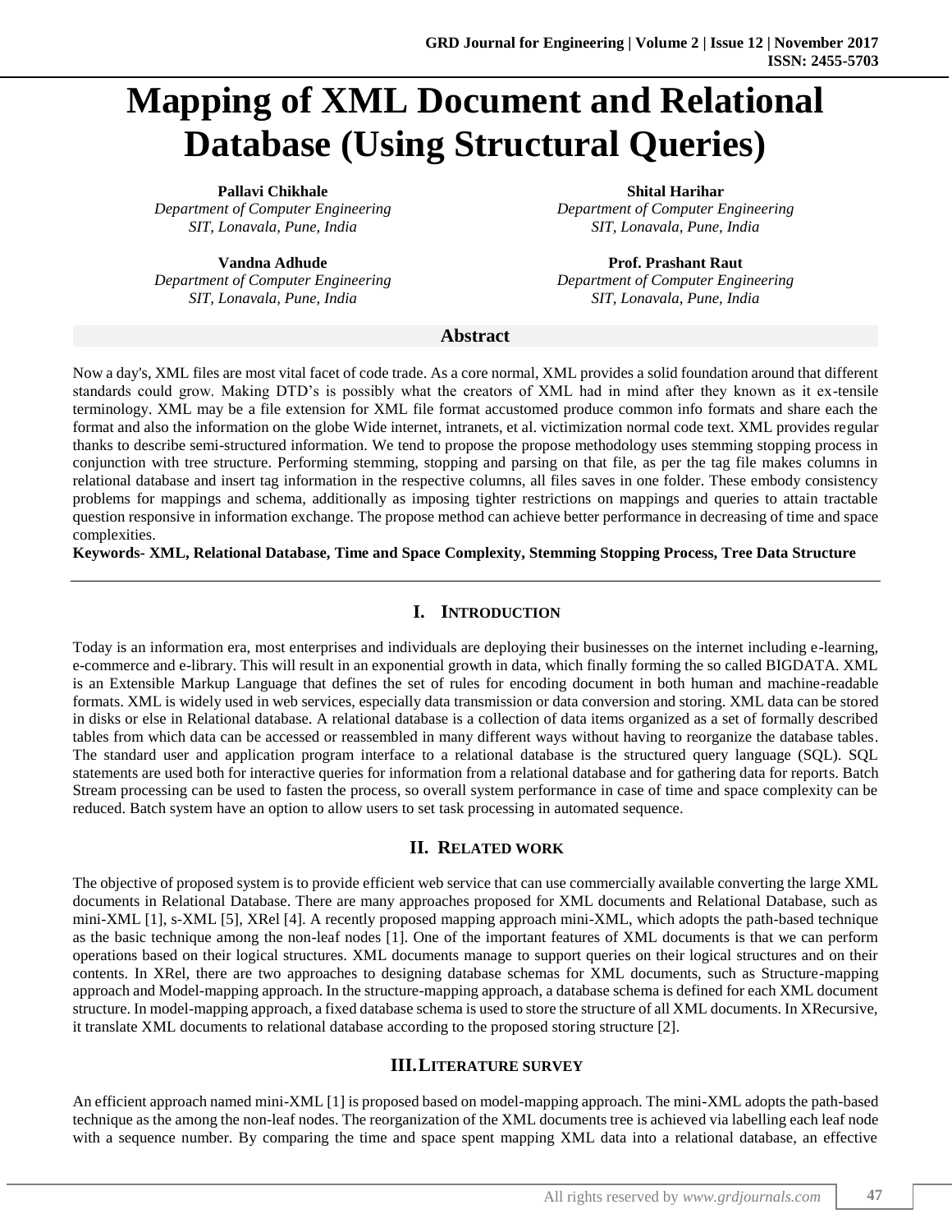# Mapping of XML Document and Relational Database (Using Structural Queries)

**Pallavi Chikhale**
*Department of Computer Engineering*
*SIT, Lonavala, Pune, India*

**Shital Harihar**
*Department of Computer Engineering*
*SIT, Lonavala, Pune, India*

**Vandna Adhude**
*Department of Computer Engineering*
*SIT, Lonavala, Pune, India*

**Prof. Prashant Raut**
*Department of Computer Engineering*
*SIT, Lonavala, Pune, India*

## Abstract

Now a day's, XML files are most vital facet of code trade. As a core normal, XML provides a solid foundation around that different standards could grow. Making DTD's is possibly what the creators of XML had in mind after they known as it ex-tensile terminology. XML may be a file extension for XML file format accustomed produce common info formats and share each the format and also the information on the globe Wide internet, intranets, et al. victimization normal code text. XML provides regular thanks to describe semi-structured information. We tend to propose the propose methodology uses stemming stopping process in conjunction with tree structure. Performing stemming, stopping and parsing on that file, as per the tag file makes columns in relational database and insert tag information in the respective columns, all files saves in one folder. These embody consistency problems for mappings and schema, additionally as imposing tighter restrictions on mappings and queries to attain tractable question responsive in information exchange. The propose method can achieve better performance in decreasing of time and space complexities.

**Keywords- XML, Relational Database, Time and Space Complexity, Stemming Stopping Process, Tree Data Structure**

## I. Introduction

Today is an information era, most enterprises and individuals are deploying their businesses on the internet including e-learning, e-commerce and e-library. This will result in an exponential growth in data, which finally forming the so called BIGDATA. XML is an Extensible Markup Language that defines the set of rules for encoding document in both human and machine-readable formats. XML is widely used in web services, especially data transmission or data conversion and storing. XML data can be stored in disks or else in Relational database. A relational database is a collection of data items organized as a set of formally described tables from which data can be accessed or reassembled in many different ways without having to reorganize the database tables. The standard user and application program interface to a relational database is the structured query language (SQL). SQL statements are used both for interactive queries for information from a relational database and for gathering data for reports. Batch Stream processing can be used to fasten the process, so overall system performance in case of time and space complexity can be reduced. Batch system have an option to allow users to set task processing in automated sequence.

## II. Related work

The objective of proposed system is to provide efficient web service that can use commercially available converting the large XML documents in Relational Database. There are many approaches proposed for XML documents and Relational Database, such as mini-XML [1], s-XML [5], XRel [4]. A recently proposed mapping approach mini-XML, which adopts the path-based technique as the basic technique among the non-leaf nodes [1]. One of the important features of XML documents is that we can perform operations based on their logical structures. XML documents manage to support queries on their logical structures and on their contents. In XRel, there are two approaches to designing database schemas for XML documents, such as Structure-mapping approach and Model-mapping approach. In the structure-mapping approach, a database schema is defined for each XML document structure. In model-mapping approach, a fixed database schema is used to store the structure of all XML documents. In XRecursive, it translate XML documents to relational database according to the proposed storing structure [2].

## III. Literature survey

An efficient approach named mini-XML [1] is proposed based on model-mapping approach. The mini-XML adopts the path-based technique as the among the non-leaf nodes. The reorganization of the XML documents tree is achieved via labelling each leaf node with a sequence number. By comparing the time and space spent mapping XML data into a relational database, an effective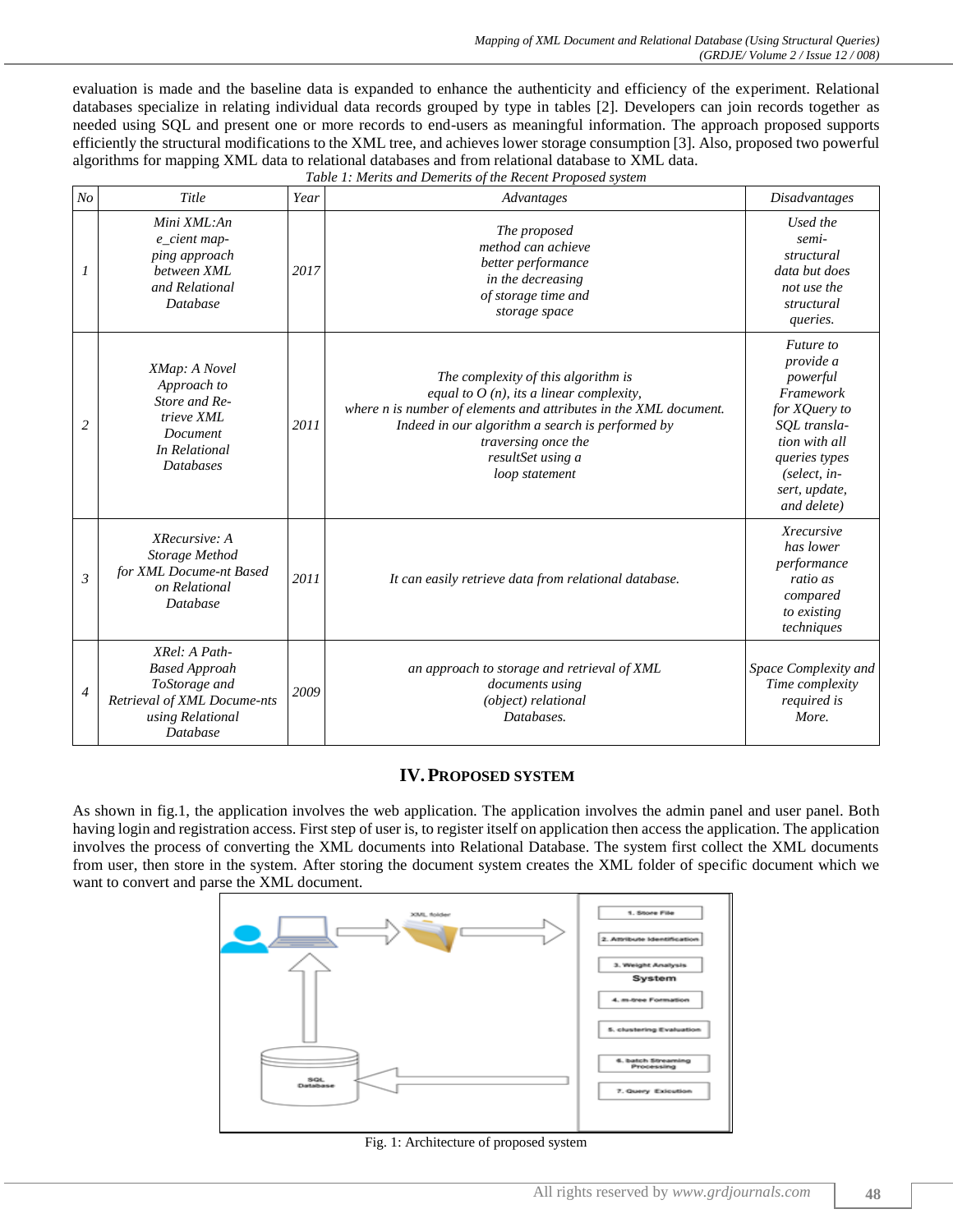evaluation is made and the baseline data is expanded to enhance the authenticity and efficiency of the experiment. Relational databases specialize in relating individual data records grouped by type in tables [2]. Developers can join records together as needed using SQL and present one or more records to end-users as meaningful information. The approach proposed supports efficiently the structural modifications to the XML tree, and achieves lower storage consumption [3]. Also, proposed two powerful algorithms for mapping XML data to relational databases and from relational database to XML data.

*Table 1: Merits and Demerits of the Recent Proposed system*

| No | Title | Year | Advantages | Disadvantages |
|---|---|---|---|---|
| 1 | Mini XML:An e_cient mapping approach between XML and Relational Database | 2017 | The proposed method can achieve better performance in the decreasing of storage time and storage space | Used the semi-structural data but does not use the structural queries. |
| 2 | XMap: A Novel Approach to Store and Retrieve XML Document In Relational Databases | 2011 | The complexity of this algorithm is equal to O (n), its a linear complexity, where n is number of elements and attributes in the XML document. Indeed in our algorithm a search is performed by traversing once the resultSet using a loop statement | Future to provide a powerful Framework for XQuery to SQL translation with all queries types (select, insert, update, and delete) |
| 3 | XRecursive: A Storage Method for XML Docume-nt Based on Relational Database | 2011 | It can easily retrieve data from relational database. | Xrecursive has lower performance ratio as compared to existing techniques |
| 4 | XRel: A Path-Based Approah ToStorage and Retrieval of XML Docume-nts using Relational Database | 2009 | an approach to storage and retrieval of XML documents using (object) relational Databases. | Space Complexity and Time complexity required is More. |

## IV. PROPOSED SYSTEM

As shown in fig.1, the application involves the web application. The application involves the admin panel and user panel. Both having login and registration access. First step of user is, to register itself on application then access the application. The application involves the process of converting the XML documents into Relational Database. The system first collect the XML documents from user, then store in the system. After storing the document system creates the XML folder of specific document which we want to convert and parse the XML document.

Fig. 1: Architecture of proposed system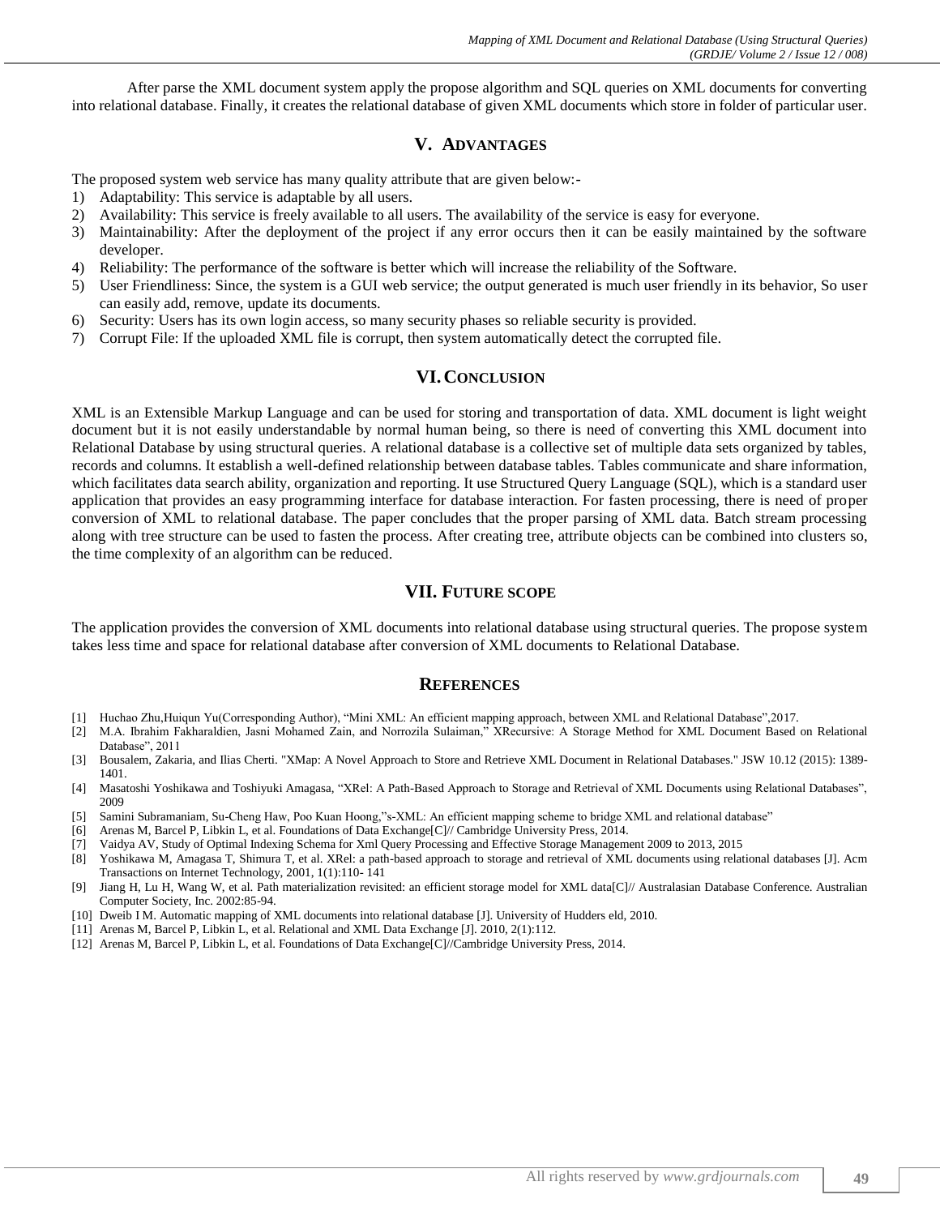After parse the XML document system apply the propose algorithm and SQL queries on XML documents for converting into relational database. Finally, it creates the relational database of given XML documents which store in folder of particular user.

## V. ADVANTAGES

The proposed system web service has many quality attribute that are given below:-

1) Adaptability: This service is adaptable by all users.
2) Availability: This service is freely available to all users. The availability of the service is easy for everyone.
3) Maintainability: After the deployment of the project if any error occurs then it can be easily maintained by the software developer.
4) Reliability: The performance of the software is better which will increase the reliability of the Software.
5) User Friendliness: Since, the system is a GUI web service; the output generated is much user friendly in its behavior, So user can easily add, remove, update its documents.
6) Security: Users has its own login access, so many security phases so reliable security is provided.
7) Corrupt File: If the uploaded XML file is corrupt, then system automatically detect the corrupted file.

## VI. CONCLUSION

XML is an Extensible Markup Language and can be used for storing and transportation of data. XML document is light weight document but it is not easily understandable by normal human being, so there is need of converting this XML document into Relational Database by using structural queries. A relational database is a collective set of multiple data sets organized by tables, records and columns. It establish a well-defined relationship between database tables. Tables communicate and share information, which facilitates data search ability, organization and reporting. It use Structured Query Language (SQL), which is a standard user application that provides an easy programming interface for database interaction. For fasten processing, there is need of proper conversion of XML to relational database. The paper concludes that the proper parsing of XML data. Batch stream processing along with tree structure can be used to fasten the process. After creating tree, attribute objects can be combined into clusters so, the time complexity of an algorithm can be reduced.

## VII. FUTURE SCOPE

The application provides the conversion of XML documents into relational database using structural queries. The propose system takes less time and space for relational database after conversion of XML documents to Relational Database.

## REFERENCES

[1] Huchao Zhu,Huiqun Yu(Corresponding Author), "Mini XML: An efficient mapping approach, between XML and Relational Database",2017.

[2] M.A. Ibrahim Fakharaldien, Jasni Mohamed Zain, and Norrozila Sulaiman," XRecursive: A Storage Method for XML Document Based on Relational Database", 2011

[3] Bousalem, Zakaria, and Ilias Cherti. "XMap: A Novel Approach to Store and Retrieve XML Document in Relational Databases." JSW 10.12 (2015): 1389-1401.

[4] Masatoshi Yoshikawa and Toshiyuki Amagasa, "XRel: A Path-Based Approach to Storage and Retrieval of XML Documents using Relational Databases", 2009

[5] Samini Subramaniam, Su-Cheng Haw, Poo Kuan Hoong,"s-XML: An efficient mapping scheme to bridge XML and relational database"

[6] Arenas M, Barcel P, Libkin L, et al. Foundations of Data Exchange[C]// Cambridge University Press, 2014.

[7] Vaidya AV, Study of Optimal Indexing Schema for Xml Query Processing and Effective Storage Management 2009 to 2013, 2015

[8] Yoshikawa M, Amagasa T, Shimura T, et al. XRel: a path-based approach to storage and retrieval of XML documents using relational databases [J]. Acm Transactions on Internet Technology, 2001, 1(1):110- 141

[9] Jiang H, Lu H, Wang W, et al. Path materialization revisited: an efficient storage model for XML data[C]// Australasian Database Conference. Australian Computer Society, Inc. 2002:85-94.

[10] Dweib I M. Automatic mapping of XML documents into relational database [J]. University of Hudders eld, 2010.

[11] Arenas M, Barcel P, Libkin L, et al. Relational and XML Data Exchange [J]. 2010, 2(1):112.

[12] Arenas M, Barcel P, Libkin L, et al. Foundations of Data Exchange[C]//Cambridge University Press, 2014.